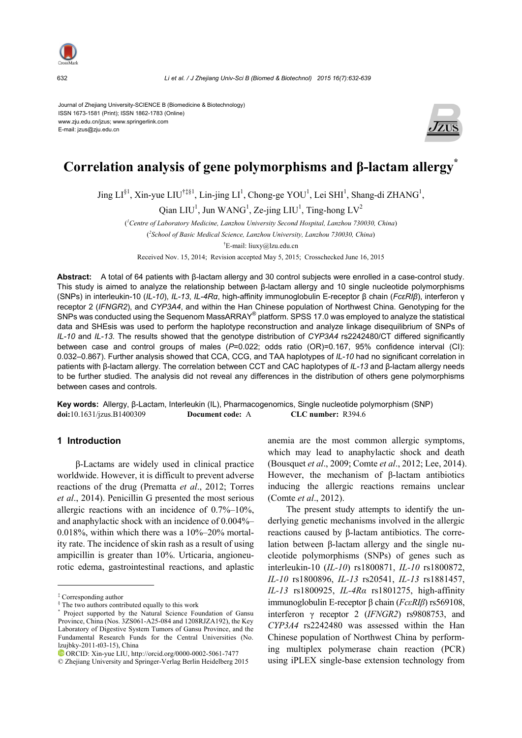Journal of Zhejiang University-SCIENCE B (Biomedicine & Biotechnology)
ISSN 1673-1581 (Print); ISSN 1862-1783 (Online)
www.zju.edu.cn/jzus; www.springerlink.com
E-mail: jzus@zju.edu.cn

# Correlation analysis of gene polymorphisms and β-lactam allergy*

Jing LI[§1], Xin-yue LIU[†‡§1], Lin-jing LI[1], Chong-ge YOU[1], Lei SHI[1], Shang-di ZHANG[1], Qian LIU[1], Jun WANG[1], Ze-jing LIU[1], Ting-hong LV[2]

([1]Centre of Laboratory Medicine, Lanzhou University Second Hospital, Lanzhou 730030, China)

([2]School of Basic Medical Science, Lanzhou University, Lanzhou 730030, China)

†E-mail: liuxy@lzu.edu.cn

Received Nov. 15, 2014; Revision accepted May 5, 2015; Crosschecked June 16, 2015

**Abstract:** A total of 64 patients with β-lactam allergy and 30 control subjects were enrolled in a case-control study. This study is aimed to analyze the relationship between β-lactam allergy and 10 single nucleotide polymorphisms (SNPs) in interleukin-10 (*IL-10*), *IL-13*, *IL-4Rα*, high-affinity immunoglobulin E-receptor β chain (*FcεRIβ*), interferon γ receptor 2 (*IFNGR2*), and *CYP3A4*, and within the Han Chinese population of Northwest China. Genotyping for the SNPs was conducted using the Sequenom MassARRAY® platform. SPSS 17.0 was employed to analyze the statistical data and SHEsis was used to perform the haplotype reconstruction and analyze linkage disequilibrium of SNPs of *IL-10* and *IL-13*. The results showed that the genotype distribution of *CYP3A4* rs2242480/CT differed significantly between case and control groups of males ($P$=0.022; odds ratio (OR)=0.167, 95% confidence interval (CI): 0.032–0.867). Further analysis showed that CCA, CCG, and TAA haplotypes of *IL-10* had no significant correlation in patients with β-lactam allergy. The correlation between CCT and CAC haplotypes of *IL-13* and β-lactam allergy needs to be further studied. The analysis did not reveal any differences in the distribution of others gene polymorphisms between cases and controls.

**Key words:** Allergy, β-Lactam, Interleukin (IL), Pharmacogenomics, Single nucleotide polymorphism (SNP)
**doi:**10.1631/jzus.B1400309 **Document code:** A **CLC number:** R394.6

## 1 Introduction

β-Lactams are widely used in clinical practice worldwide. However, it is difficult to prevent adverse reactions of the drug (Prematta *et al*., 2012; Torres *et al*., 2014). Penicillin G presented the most serious allergic reactions with an incidence of 0.7%–10%, and anaphylactic shock with an incidence of 0.004%–0.018%, within which there was a 10%–20% mortality rate. The incidence of skin rash as a result of using ampicillin is greater than 10%. Urticaria, angioneurotic edema, gastrointestinal reactions, and aplastic anemia are the most common allergic symptoms, which may lead to anaphylactic shock and death (Bousquet *et al*., 2009; Comte *et al*., 2012; Lee, 2014). However, the mechanism of β-lactam antibiotics inducing the allergic reactions remains unclear (Comte *et al*., 2012).

The present study attempts to identify the underlying genetic mechanisms involved in the allergic reactions caused by β-lactam antibiotics. The correlation between β-lactam allergy and the single nucleotide polymorphisms (SNPs) of genes such as interleukin-10 (*IL-10*) rs1800871, *IL-10* rs1800872, *IL-10* rs1800896, *IL-13* rs20541, *IL-13* rs1881457, *IL-13* rs1800925, *IL-4Rα* rs1801275, high-affinity immunoglobulin E-receptor β chain (*FcεRIβ*) rs569108, interferon γ receptor 2 (*IFNGR2*) rs9808753, and *CYP3A4* rs2242480 was assessed within the Han Chinese population of Northwest China by performing multiplex polymerase chain reaction (PCR) using iPLEX single-base extension technology from

---

‡ Corresponding author

§ The two authors contributed equally to this work

\* Project supported by the Natural Science Foundation of Gansu Province, China (Nos. 3ZS061-A25-084 and 1208RJZA192), the Key Laboratory of Digestive System Tumors of Gansu Province, and the Fundamental Research Funds for the Central Universities (No. lzujbky-2011-t03-15), China

ORCID: Xin-yue LIU, http://orcid.org/0000-0002-5061-7477

© Zhejiang University and Springer-Verlag Berlin Heidelberg 2015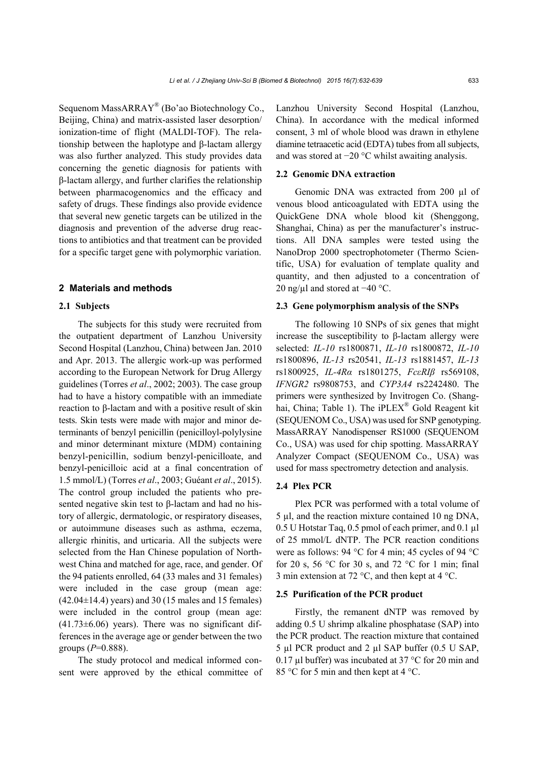Sequenom MassARRAY® (Bo'ao Biotechnology Co., Beijing, China) and matrix-assisted laser desorption/ionization-time of flight (MALDI-TOF). The relationship between the haplotype and β-lactam allergy was also further analyzed. This study provides data concerning the genetic diagnosis for patients with β-lactam allergy, and further clarifies the relationship between pharmacogenomics and the efficacy and safety of drugs. These findings also provide evidence that several new genetic targets can be utilized in the diagnosis and prevention of the adverse drug reactions to antibiotics and that treatment can be provided for a specific target gene with polymorphic variation.

## 2 Materials and methods

### 2.1 Subjects

The subjects for this study were recruited from the outpatient department of Lanzhou University Second Hospital (Lanzhou, China) between Jan. 2010 and Apr. 2013. The allergic work-up was performed according to the European Network for Drug Allergy guidelines (Torres *et al*., 2002; 2003). The case group had to have a history compatible with an immediate reaction to β-lactam and with a positive result of skin tests. Skin tests were made with major and minor determinants of benzyl penicillin (penicilloyl-polylysine and minor determinant mixture (MDM) containing benzyl-penicillin, sodium benzyl-penicilloate, and benzyl-penicilloic acid at a final concentration of 1.5 mmol/L) (Torres *et al*., 2003; Guéant *et al*., 2015). The control group included the patients who presented negative skin test to β-lactam and had no history of allergic, dermatologic, or respiratory diseases, or autoimmune diseases such as asthma, eczema, allergic rhinitis, and urticaria. All the subjects were selected from the Han Chinese population of Northwest China and matched for age, race, and gender. Of the 94 patients enrolled, 64 (33 males and 31 females) were included in the case group (mean age: (42.04±14.4) years) and 30 (15 males and 15 females) were included in the control group (mean age: (41.73±6.06) years). There was no significant differences in the average age or gender between the two groups ($P$=0.888).

The study protocol and medical informed consent were approved by the ethical committee of Lanzhou University Second Hospital (Lanzhou, China). In accordance with the medical informed consent, 3 ml of whole blood was drawn in ethylene diamine tetraacetic acid (EDTA) tubes from all subjects, and was stored at −20 °C whilst awaiting analysis.

### 2.2 Genomic DNA extraction

Genomic DNA was extracted from 200 μl of venous blood anticoagulated with EDTA using the QuickGene DNA whole blood kit (Shenggong, Shanghai, China) as per the manufacturer's instructions. All DNA samples were tested using the NanoDrop 2000 spectrophotometer (Thermo Scientific, USA) for evaluation of template quality and quantity, and then adjusted to a concentration of 20 ng/μl and stored at −40 °C.

### 2.3 Gene polymorphism analysis of the SNPs

The following 10 SNPs of six genes that might increase the susceptibility to β-lactam allergy were selected: *IL-10* rs1800871, *IL-10* rs1800872, *IL-10* rs1800896, *IL-13* rs20541, *IL-13* rs1881457, *IL-13* rs1800925, *IL-4Rα* rs1801275, *FcεRIβ* rs569108, *IFNGR2* rs9808753, and *CYP3A4* rs2242480. The primers were synthesized by Invitrogen Co. (Shanghai, China; Table 1). The iPLEX® Gold Reagent kit (SEQUENOM Co., USA) was used for SNP genotyping. MassARRAY Nanodispenser RS1000 (SEQUENOM Co., USA) was used for chip spotting. MassARRAY Analyzer Compact (SEQUENOM Co., USA) was used for mass spectrometry detection and analysis.

### 2.4 Plex PCR

Plex PCR was performed with a total volume of 5 μl, and the reaction mixture contained 10 ng DNA, 0.5 U Hotstar Taq, 0.5 pmol of each primer, and 0.1 μl of 25 mmol/L dNTP. The PCR reaction conditions were as follows: 94 °C for 4 min; 45 cycles of 94 °C for 20 s, 56 °C for 30 s, and 72 °C for 1 min; final 3 min extension at 72 °C, and then kept at 4 °C.

### 2.5 Purification of the PCR product

Firstly, the remanent dNTP was removed by adding 0.5 U shrimp alkaline phosphatase (SAP) into the PCR product. The reaction mixture that contained 5 μl PCR product and 2 μl SAP buffer (0.5 U SAP, 0.17 μl buffer) was incubated at 37 °C for 20 min and 85 °C for 5 min and then kept at 4 °C.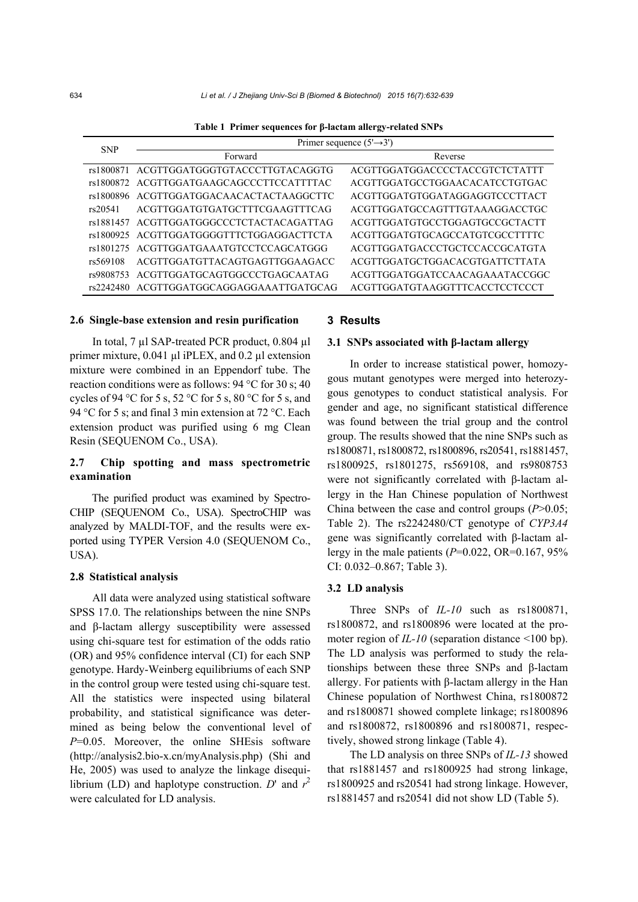**Table 1 Primer sequences for β-lactam allergy-related SNPs**

| SNP | Primer sequence (5'→3') | |
|---|---|---|
| | Forward | Reverse |
| rs1800871 | ACGTTGGATGGGTGTACCCTTGTACAGGTG | ACGTTGGATGGACCCCTACCGTCTCTATT |
| rs1800872 | ACGTTGGATGAAGCAGCCCTTCCATTTTAC | ACGTTGGATGCCTGGAACACATCCTGTGAC |
| rs1800896 | ACGTTGGATGGACAACACTACTAAGGCTTC | ACGTTGGATGTGGATAGGAGGTCCCTTACT |
| rs20541 | ACGTTGGATGTGATGCTTTCGAAGTTTCAG | ACGTTGGATGCCAGTTTGTAAAGGACCTGC |
| rs1881457 | ACGTTGGATGGGCCCTCTACTACAGATTAG | ACGTTGGATGTGCCTGGAGTGCCGCTACTT |
| rs1800925 | ACGTTGGATGGGGTTTCTGGAGGACTTCTA | ACGTTGGATGTGCAGCCATGTCGCCTTTTC |
| rs1801275 | ACGTTGGATGAAATGTCCTCCAGCATGGG | ACGTTGGATGACCCTGCTCCACCGCATGTA |
| rs569108 | ACGTTGGATGTTACAGTGAGTTGGAAGACC | ACGTTGGATGCTGGACACGTGATTCTTATA |
| rs9808753 | ACGTTGGATGCAGTGGCCCTGAGCAATAG | ACGTTGGATGGATCCAACAGAAATACCGGC |
| rs2242480 | ACGTTGGATGGCAGGAGGAAATTGATGCAG | ACGTTGGATGTAAGGTTTCACCTCCTCCCT |

### 2.6 Single-base extension and resin purification

In total, 7 μl SAP-treated PCR product, 0.804 μl primer mixture, 0.041 μl iPLEX, and 0.2 μl extension mixture were combined in an Eppendorf tube. The reaction conditions were as follows: 94 °C for 30 s; 40 cycles of 94 °C for 5 s, 52 °C for 5 s, 80 °C for 5 s, and 94 °C for 5 s; and final 3 min extension at 72 °C. Each extension product was purified using 6 mg Clean Resin (SEQUENOM Co., USA).

### 2.7 Chip spotting and mass spectrometric examination

The purified product was examined by SpectroCHIP (SEQUENOM Co., USA). SpectroCHIP was analyzed by MALDI-TOF, and the results were exported using TYPER Version 4.0 (SEQUENOM Co., USA).

### 2.8 Statistical analysis

All data were analyzed using statistical software SPSS 17.0. The relationships between the nine SNPs and β-lactam allergy susceptibility were assessed using chi-square test for estimation of the odds ratio (OR) and 95% confidence interval (CI) for each SNP genotype. Hardy-Weinberg equilibriums of each SNP in the control group were tested using chi-square test. All the statistics were inspected using bilateral probability, and statistical significance was determined as being below the conventional level of $P$=0.05. Moreover, the online SHEsis software (http://analysis2.bio-x.cn/myAnalysis.php) (Shi and He, 2005) was used to analyze the linkage disequilibrium (LD) and haplotype construction. $D'$ and $r^2$ were calculated for LD analysis.

## 3 Results

### 3.1 SNPs associated with β-lactam allergy

In order to increase statistical power, homozygous mutant genotypes were merged into heterozygous genotypes to conduct statistical analysis. For gender and age, no significant statistical difference was found between the trial group and the control group. The results showed that the nine SNPs such as rs1800871, rs1800872, rs1800896, rs20541, rs1881457, rs1800925, rs1801275, rs569108, and rs9808753 were not significantly correlated with β-lactam allergy in the Han Chinese population of Northwest China between the case and control groups ($P$>0.05; Table 2). The rs2242480/CT genotype of *CYP3A4* gene was significantly correlated with β-lactam allergy in the male patients ($P$=0.022, OR=0.167, 95% CI: 0.032–0.867; Table 3).

### 3.2 LD analysis

Three SNPs of *IL-10* such as rs1800871, rs1800872, and rs1800896 were located at the promoter region of *IL-10* (separation distance <100 bp). The LD analysis was performed to study the relationships between these three SNPs and β-lactam allergy. For patients with β-lactam allergy in the Han Chinese population of Northwest China, rs1800872 and rs1800871 showed complete linkage; rs1800896 and rs1800872, rs1800896 and rs1800871, respectively, showed strong linkage (Table 4).

The LD analysis on three SNPs of *IL-13* showed that rs1881457 and rs1800925 had strong linkage, rs1800925 and rs20541 had strong linkage. However, rs1881457 and rs20541 did not show LD (Table 5).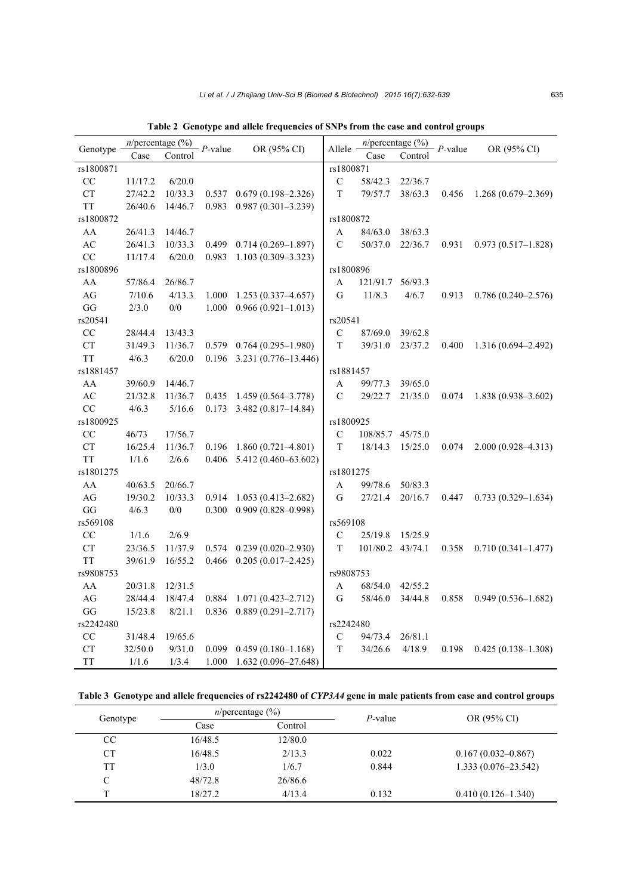**Table 2 Genotype and allele frequencies of SNPs from the case and control groups**

| Genotype | *n*/percentage (%) | | *P*-value | OR (95% CI) | Allele | *n*/percentage (%) | | *P*-value | OR (95% CI) |
|---|---|---|---|---|---|---|---|---|---|
| | Case | Control | | | | Case | Control | | |
| rs1800871 | | | | | rs1800871 | | | | |
| CC | 11/17.2 | 6/20.0 | | | C | 58/42.3 | 22/36.7 | | |
| CT | 27/42.2 | 10/33.3 | 0.537 | 0.679 (0.198–2.326) | T | 79/57.7 | 38/63.3 | 0.456 | 1.268 (0.679–2.369) |
| TT | 26/40.6 | 14/46.7 | 0.983 | 0.987 (0.301–3.239) | | | | | |
| rs1800872 | | | | | rs1800872 | | | | |
| AA | 26/41.3 | 14/46.7 | | | A | 84/63.0 | 38/63.3 | | |
| AC | 26/41.3 | 10/33.3 | 0.499 | 0.714 (0.269–1.897) | C | 50/37.0 | 22/36.7 | 0.931 | 0.973 (0.517–1.828) |
| CC | 11/17.4 | 6/20.0 | 0.983 | 1.103 (0.309–3.323) | | | | | |
| rs1800896 | | | | | rs1800896 | | | | |
| AA | 57/86.4 | 26/86.7 | | | A | 121/91.7 | 56/93.3 | | |
| AG | 7/10.6 | 4/13.3 | 1.000 | 1.253 (0.337–4.657) | G | 11/8.3 | 4/6.7 | 0.913 | 0.786 (0.240–2.576) |
| GG | 2/3.0 | 0/0 | 1.000 | 0.966 (0.921–1.013) | | | | | |
| rs20541 | | | | | rs20541 | | | | |
| CC | 28/44.4 | 13/43.3 | | | C | 87/69.0 | 39/62.8 | | |
| CT | 31/49.3 | 11/36.7 | 0.579 | 0.764 (0.295–1.980) | T | 39/31.0 | 23/37.2 | 0.400 | 1.316 (0.694–2.492) |
| TT | 4/6.3 | 6/20.0 | 0.196 | 3.231 (0.776–13.446) | | | | | |
| rs1881457 | | | | | rs1881457 | | | | |
| AA | 39/60.9 | 14/46.7 | | | A | 99/77.3 | 39/65.0 | | |
| AC | 21/32.8 | 11/36.7 | 0.435 | 1.459 (0.564–3.778) | C | 29/22.7 | 21/35.0 | 0.074 | 1.838 (0.938–3.602) |
| CC | 4/6.3 | 5/16.6 | 0.173 | 3.482 (0.817–14.84) | | | | | |
| rs1800925 | | | | | rs1800925 | | | | |
| CC | 46/73 | 17/56.7 | | | C | 108/85.7 | 45/75.0 | | |
| CT | 16/25.4 | 11/36.7 | 0.196 | 1.860 (0.721–4.801) | T | 18/14.3 | 15/25.0 | 0.074 | 2.000 (0.928–4.313) |
| TT | 1/1.6 | 2/6.6 | 0.406 | 5.412 (0.460–63.602) | | | | | |
| rs1801275 | | | | | rs1801275 | | | | |
| AA | 40/63.5 | 20/66.7 | | | A | 99/78.6 | 50/83.3 | | |
| AG | 19/30.2 | 10/33.3 | 0.914 | 1.053 (0.413–2.682) | G | 27/21.4 | 20/16.7 | 0.447 | 0.733 (0.329–1.634) |
| GG | 4/6.3 | 0/0 | 0.300 | 0.909 (0.828–0.998) | | | | | |
| rs569108 | | | | | rs569108 | | | | |
| CC | 1/1.6 | 2/6.9 | | | C | 25/19.8 | 15/25.9 | | |
| CT | 23/36.5 | 11/37.9 | 0.574 | 0.239 (0.020–2.930) | T | 101/80.2 | 43/74.1 | 0.358 | 0.710 (0.341–1.477) |
| TT | 39/61.9 | 16/55.2 | 0.466 | 0.205 (0.017–2.425) | | | | | |
| rs9808753 | | | | | rs9808753 | | | | |
| AA | 20/31.8 | 12/31.5 | | | A | 68/54.0 | 42/55.2 | | |
| AG | 28/44.4 | 18/47.4 | 0.884 | 1.071 (0.423–2.712) | G | 58/46.0 | 34/44.8 | 0.858 | 0.949 (0.536–1.682) |
| GG | 15/23.8 | 8/21.1 | 0.836 | 0.889 (0.291–2.717) | | | | | |
| rs2242480 | | | | | rs2242480 | | | | |
| CC | 31/48.4 | 19/65.6 | | | C | 94/73.4 | 26/81.1 | | |
| CT | 32/50.0 | 9/31.0 | 0.099 | 0.459 (0.180–1.168) | T | 34/26.6 | 4/18.9 | 0.198 | 0.425 (0.138–1.308) |
| TT | 1/1.6 | 1/3.4 | 1.000 | 1.632 (0.096–27.648) | | | | | |

**Table 3 Genotype and allele frequencies of rs2242480 of *CYP3A4* gene in male patients from case and control groups**

| Genotype | *n*/percentage (%) | | *P*-value | OR (95% CI) |
|---|---|---|---|---|
| | Case | Control | | |
| CC | 16/48.5 | 12/80.0 | | |
| CT | 16/48.5 | 2/13.3 | 0.022 | 0.167 (0.032–0.867) |
| TT | 1/3.0 | 1/6.7 | 0.844 | 1.333 (0.076–23.542) |
| C | 48/72.8 | 26/86.6 | | |
| T | 18/27.2 | 4/13.4 | 0.132 | 0.410 (0.126–1.340) |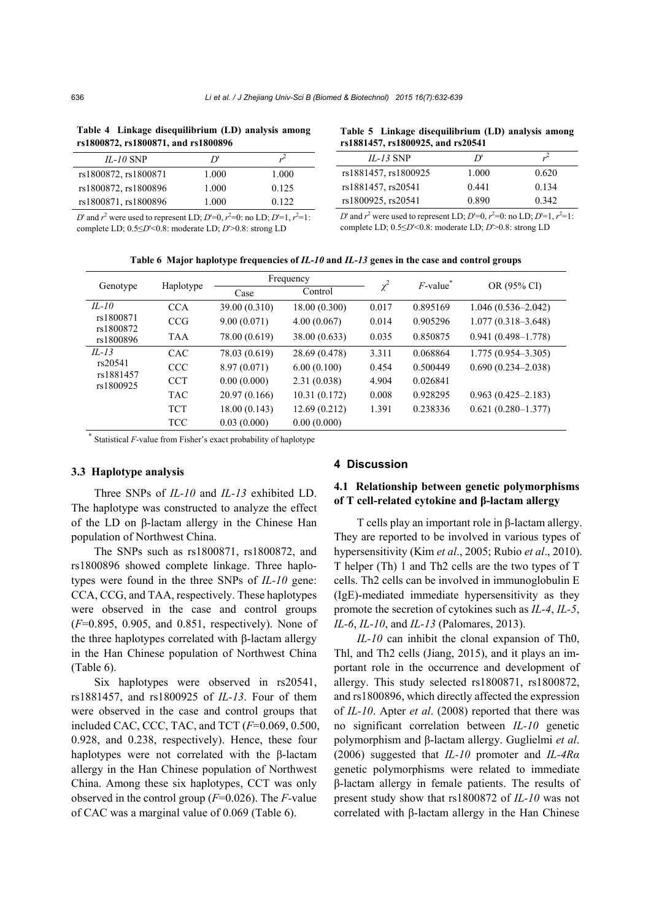**Table 4 Linkage disequilibrium (LD) analysis among rs1800872, rs1800871, and rs1800896**

| *IL-10* SNP | $D'$ | $r^2$ |
|---|---|---|
| rs1800872, rs1800871 | 1.000 | 1.000 |
| rs1800872, rs1800896 | 1.000 | 0.125 |
| rs1800871, rs1800896 | 1.000 | 0.122 |

$D'$ and $r^2$ were used to represent LD; $D'$=0, $r^2$=0: no LD; $D'$=1, $r^2$=1: complete LD; 0.5≤$D'$<0.8: moderate LD; $D'$>0.8: strong LD

**Table 5 Linkage disequilibrium (LD) analysis among rs1881457, rs1800925, and rs20541**

| *IL-13* SNP | $D'$ | $r^2$ |
|---|---|---|
| rs1881457, rs1800925 | 1.000 | 0.620 |
| rs1881457, rs20541 | 0.441 | 0.134 |
| rs1800925, rs20541 | 0.890 | 0.342 |

$D'$ and $r^2$ were used to represent LD; $D'$=0, $r^2$=0: no LD; $D'$=1, $r^2$=1: complete LD; 0.5≤$D'$<0.8: moderate LD; $D'$>0.8: strong LD

**Table 6 Major haplotype frequencies of *IL-10* and *IL-13* genes in the case and control groups**

| Genotype | Haplotype | Frequency | | $\chi^2$ | $F$-value* | OR (95% CI) |
|---|---|---|---|---|---|---|
| | | Case | Control | | | |
| *IL-10* rs1800871 rs1800872 rs1800896 | CCA | 39.00 (0.310) | 18.00 (0.300) | 0.017 | 0.895169 | 1.046 (0.536–2.042) |
| | CCG | 9.00 (0.071) | 4.00 (0.067) | 0.014 | 0.905296 | 1.077 (0.318–3.648) |
| | TAA | 78.00 (0.619) | 38.00 (0.633) | 0.035 | 0.850875 | 0.941 (0.498–1.778) |
| *IL-13* rs20541 rs1881457 rs1800925 | CAC | 78.03 (0.619) | 28.69 (0.478) | 3.311 | 0.068864 | 1.775 (0.954–3.305) |
| | CCC | 8.97 (0.071) | 6.00 (0.100) | 0.454 | 0.500449 | 0.690 (0.234–2.038) |
| | CCT | 0.00 (0.000) | 2.31 (0.038) | 4.904 | 0.026841 | |
| | TAC | 20.97 (0.166) | 10.31 (0.172) | 0.008 | 0.928295 | 0.963 (0.425–2.183) |
| | TCT | 18.00 (0.143) | 12.69 (0.212) | 1.391 | 0.238336 | 0.621 (0.280–1.377) |
| | TCC | 0.03 (0.000) | 0.00 (0.000) | | | |

\* Statistical $F$-value from Fisher's exact probability of haplotype

### 3.3 Haplotype analysis

Three SNPs of *IL-10* and *IL-13* exhibited LD. The haplotype was constructed to analyze the effect of the LD on β-lactam allergy in the Chinese Han population of Northwest China.

The SNPs such as rs1800871, rs1800872, and rs1800896 showed complete linkage. Three haplotypes were found in the three SNPs of *IL-10* gene: CCA, CCG, and TAA, respectively. These haplotypes were observed in the case and control groups ($F$=0.895, 0.905, and 0.851, respectively). None of the three haplotypes correlated with β-lactam allergy in the Han Chinese population of Northwest China (Table 6).

Six haplotypes were observed in rs20541, rs1881457, and rs1800925 of *IL-13*. Four of them were observed in the case and control groups that included CAC, CCC, TAC, and TCT ($F$=0.069, 0.500, 0.928, and 0.238, respectively). Hence, these four haplotypes were not correlated with the β-lactam allergy in the Han Chinese population of Northwest China. Among these six haplotypes, CCT was only observed in the control group ($F$=0.026). The $F$-value of CAC was a marginal value of 0.069 (Table 6).

## 4 Discussion

### 4.1 Relationship between genetic polymorphisms of T cell-related cytokine and β-lactam allergy

T cells play an important role in β-lactam allergy. They are reported to be involved in various types of hypersensitivity (Kim *et al*., 2005; Rubio *et al*., 2010). T helper (Th) 1 and Th2 cells are the two types of T cells. Th2 cells can be involved in immunoglobulin E (IgE)-mediated immediate hypersensitivity as they promote the secretion of cytokines such as *IL-4*, *IL-5*, *IL-6*, *IL-10*, and *IL-13* (Palomares, 2013).

*IL-10* can inhibit the clonal expansion of Th0, Thl, and Th2 cells (Jiang, 2015), and it plays an important role in the occurrence and development of allergy. This study selected rs1800871, rs1800872, and rs1800896, which directly affected the expression of *IL-10*. Apter *et al*. (2008) reported that there was no significant correlation between *IL-10* genetic polymorphism and β-lactam allergy. Guglielmi *et al*. (2006) suggested that *IL-10* promoter and *IL-4Rα* genetic polymorphisms were related to immediate β-lactam allergy in female patients. The results of present study show that rs1800872 of *IL-10* was not correlated with β-lactam allergy in the Han Chinese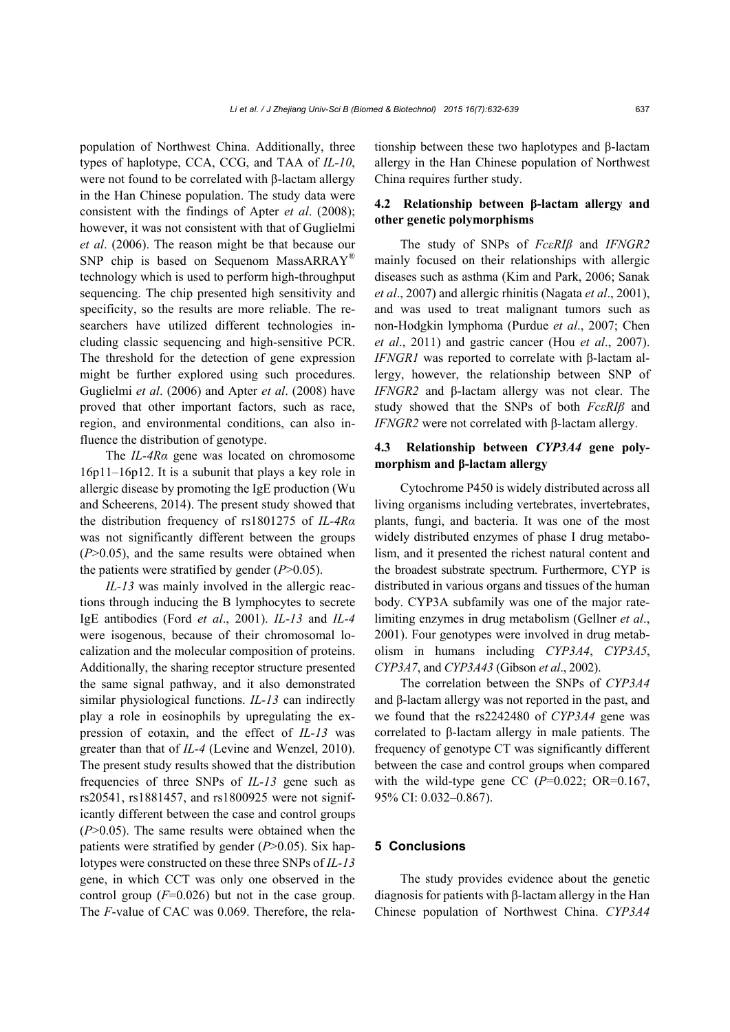population of Northwest China. Additionally, three types of haplotype, CCA, CCG, and TAA of *IL-10*, were not found to be correlated with β-lactam allergy in the Han Chinese population. The study data were consistent with the findings of Apter *et al*. (2008); however, it was not consistent with that of Guglielmi *et al*. (2006). The reason might be that because our SNP chip is based on Sequenom MassARRAY® technology which is used to perform high-throughput sequencing. The chip presented high sensitivity and specificity, so the results are more reliable. The researchers have utilized different technologies including classic sequencing and high-sensitive PCR. The threshold for the detection of gene expression might be further explored using such procedures. Guglielmi *et al*. (2006) and Apter *et al*. (2008) have proved that other important factors, such as race, region, and environmental conditions, can also influence the distribution of genotype.

The *IL-4Rα* gene was located on chromosome 16p11–16p12. It is a subunit that plays a key role in allergic disease by promoting the IgE production (Wu and Scheerens, 2014). The present study showed that the distribution frequency of rs1801275 of *IL-4Rα* was not significantly different between the groups ($P>0.05$), and the same results were obtained when the patients were stratified by gender ($P>0.05$).

*IL-13* was mainly involved in the allergic reactions through inducing the B lymphocytes to secrete IgE antibodies (Ford *et al*., 2001). *IL-13* and *IL-4* were isogenous, because of their chromosomal localization and the molecular composition of proteins. Additionally, the sharing receptor structure presented the same signal pathway, and it also demonstrated similar physiological functions. *IL-13* can indirectly play a role in eosinophils by upregulating the expression of eotaxin, and the effect of *IL-13* was greater than that of *IL-4* (Levine and Wenzel, 2010). The present study results showed that the distribution frequencies of three SNPs of *IL-13* gene such as rs20541, rs1881457, and rs1800925 were not significantly different between the case and control groups ($P>0.05$). The same results were obtained when the patients were stratified by gender ($P>0.05$). Six haplotypes were constructed on these three SNPs of *IL-13* gene, in which CCT was only one observed in the control group ($F=0.026$) but not in the case group. The $F$-value of CAC was 0.069. Therefore, the relationship between these two haplotypes and β-lactam allergy in the Han Chinese population of Northwest China requires further study.

### 4.2 Relationship between β-lactam allergy and other genetic polymorphisms

The study of SNPs of *FcεRIβ* and *IFNGR2* mainly focused on their relationships with allergic diseases such as asthma (Kim and Park, 2006; Sanak *et al*., 2007) and allergic rhinitis (Nagata *et al*., 2001), and was used to treat malignant tumors such as non-Hodgkin lymphoma (Purdue *et al*., 2007; Chen *et al*., 2011) and gastric cancer (Hou *et al*., 2007). *IFNGR1* was reported to correlate with β-lactam allergy, however, the relationship between SNP of *IFNGR2* and β-lactam allergy was not clear. The study showed that the SNPs of both *FcεRIβ* and *IFNGR2* were not correlated with β-lactam allergy.

### 4.3 Relationship between *CYP3A4* gene polymorphism and β-lactam allergy

Cytochrome P450 is widely distributed across all living organisms including vertebrates, invertebrates, plants, fungi, and bacteria. It was one of the most widely distributed enzymes of phase I drug metabolism, and it presented the richest natural content and the broadest substrate spectrum. Furthermore, CYP is distributed in various organs and tissues of the human body. CYP3A subfamily was one of the major rate-limiting enzymes in drug metabolism (Gellner *et al*., 2001). Four genotypes were involved in drug metabolism in humans including *CYP3A4*, *CYP3A5*, *CYP3A7*, and *CYP3A43* (Gibson *et al*., 2002).

The correlation between the SNPs of *CYP3A4* and β-lactam allergy was not reported in the past, and we found that the rs2242480 of *CYP3A4* gene was correlated to β-lactam allergy in male patients. The frequency of genotype CT was significantly different between the case and control groups when compared with the wild-type gene CC ($P=0.022$; OR=0.167, 95% CI: 0.032–0.867).

## 5 Conclusions

The study provides evidence about the genetic diagnosis for patients with β-lactam allergy in the Han Chinese population of Northwest China. *CYP3A4*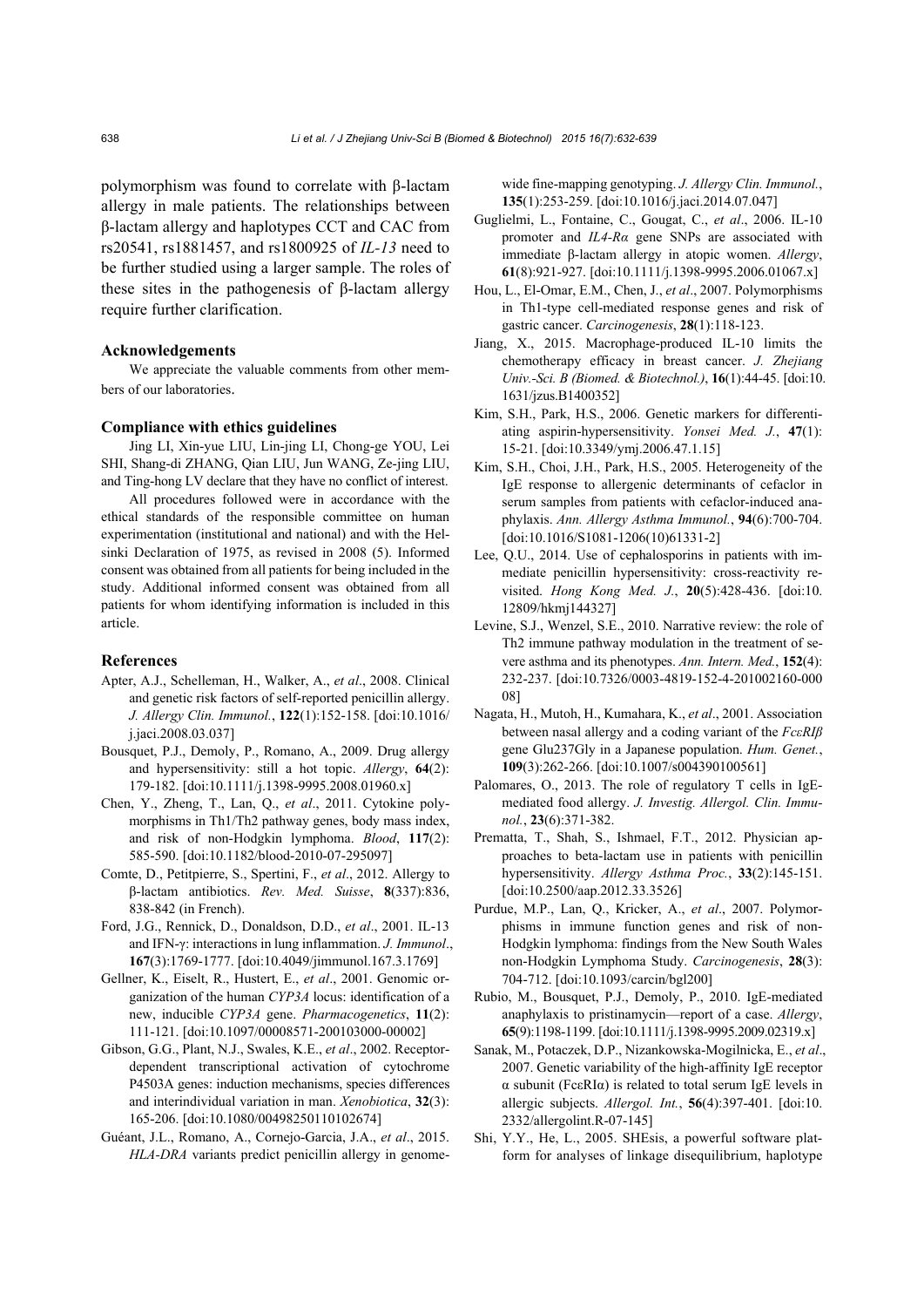polymorphism was found to correlate with β-lactam allergy in male patients. The relationships between β-lactam allergy and haplotypes CCT and CAC from rs20541, rs1881457, and rs1800925 of *IL-13* need to be further studied using a larger sample. The roles of these sites in the pathogenesis of β-lactam allergy require further clarification.

## Acknowledgements

We appreciate the valuable comments from other members of our laboratories.

## Compliance with ethics guidelines

Jing LI, Xin-yue LIU, Lin-jing LI, Chong-ge YOU, Lei SHI, Shang-di ZHANG, Qian LIU, Jun WANG, Ze-jing LIU, and Ting-hong LV declare that they have no conflict of interest.

All procedures followed were in accordance with the ethical standards of the responsible committee on human experimentation (institutional and national) and with the Helsinki Declaration of 1975, as revised in 2008 (5). Informed consent was obtained from all patients for being included in the study. Additional informed consent was obtained from all patients for whom identifying information is included in this article.

## References

Apter, A.J., Schelleman, H., Walker, A., *et al*., 2008. Clinical and genetic risk factors of self-reported penicillin allergy. *J. Allergy Clin. Immunol.*, **122**(1):152-158. [doi:10.1016/j.jaci.2008.03.037]

Bousquet, P.J., Demoly, P., Romano, A., 2009. Drug allergy and hypersensitivity: still a hot topic. *Allergy*, **64**(2): 179-182. [doi:10.1111/j.1398-9995.2008.01960.x]

Chen, Y., Zheng, T., Lan, Q., *et al*., 2011. Cytokine polymorphisms in Th1/Th2 pathway genes, body mass index, and risk of non-Hodgkin lymphoma. *Blood*, **117**(2): 585-590. [doi:10.1182/blood-2010-07-295097]

Comte, D., Petitpierre, S., Spertini, F., *et al*., 2012. Allergy to β-lactam antibiotics. *Rev. Med. Suisse*, **8**(337):836, 838-842 (in French).

Ford, J.G., Rennick, D., Donaldson, D.D., *et al*., 2001. IL-13 and IFN-γ: interactions in lung inflammation. *J. Immunol*., **167**(3):1769-1777. [doi:10.4049/jimmunol.167.3.1769]

Gellner, K., Eiselt, R., Hustert, E., *et al*., 2001. Genomic organization of the human *CYP3A* locus: identification of a new, inducible *CYP3A* gene. *Pharmacogenetics*, **11**(2): 111-121. [doi:10.1097/00008571-200103000-00002]

Gibson, G.G., Plant, N.J., Swales, K.E., *et al*., 2002. Receptor-dependent transcriptional activation of cytochrome P4503A genes: induction mechanisms, species differences and interindividual variation in man. *Xenobiotica*, **32**(3): 165-206. [doi:10.1080/00498250110102674]

Guéant, J.L., Romano, A., Cornejo-Garcia, J.A., *et al*., 2015. *HLA-DRA* variants predict penicillin allergy in genome-wide fine-mapping genotyping. *J. Allergy Clin. Immunol.*, **135**(1):253-259. [doi:10.1016/j.jaci.2014.07.047]

Guglielmi, L., Fontaine, C., Gougat, C., *et al*., 2006. IL-10 promoter and *IL4-Rα* gene SNPs are associated with immediate β-lactam allergy in atopic women. *Allergy*, **61**(8):921-927. [doi:10.1111/j.1398-9995.2006.01067.x]

Hou, L., El-Omar, E.M., Chen, J., *et al*., 2007. Polymorphisms in Th1-type cell-mediated response genes and risk of gastric cancer. *Carcinogenesis*, **28**(1):118-123.

Jiang, X., 2015. Macrophage-produced IL-10 limits the chemotherapy efficacy in breast cancer. *J. Zhejiang Univ.-Sci. B (Biomed. & Biotechnol.)*, **16**(1):44-45. [doi:10.1631/jzus.B1400352]

Kim, S.H., Park, H.S., 2006. Genetic markers for differentiating aspirin-hypersensitivity. *Yonsei Med. J.*, **47**(1): 15-21. [doi:10.3349/ymj.2006.47.1.15]

Kim, S.H., Choi, J.H., Park, H.S., 2005. Heterogeneity of the IgE response to allergenic determinants of cefaclor in serum samples from patients with cefaclor-induced anaphylaxis. *Ann. Allergy Asthma Immunol.*, **94**(6):700-704. [doi:10.1016/S1081-1206(10)61331-2]

Lee, Q.U., 2014. Use of cephalosporins in patients with immediate penicillin hypersensitivity: cross-reactivity revisited. *Hong Kong Med. J.*, **20**(5):428-436. [doi:10.12809/hkmj144327]

Levine, S.J., Wenzel, S.E., 2010. Narrative review: the role of Th2 immune pathway modulation in the treatment of severe asthma and its phenotypes. *Ann. Intern. Med.*, **152**(4): 232-237. [doi:10.7326/0003-4819-152-4-201002160-00008]

Nagata, H., Mutoh, H., Kumahara, K., *et al*., 2001. Association between nasal allergy and a coding variant of the *FcεRIβ* gene Glu237Gly in a Japanese population. *Hum. Genet.*, **109**(3):262-266. [doi:10.1007/s004390100561]

Palomares, O., 2013. The role of regulatory T cells in IgE-mediated food allergy. *J. Investig. Allergol. Clin. Immunol.*, **23**(6):371-382.

Prematta, T., Shah, S., Ishmael, F.T., 2012. Physician approaches to beta-lactam use in patients with penicillin hypersensitivity. *Allergy Asthma Proc.*, **33**(2):145-151. [doi:10.2500/aap.2012.33.3526]

Purdue, M.P., Lan, Q., Kricker, A., *et al*., 2007. Polymorphisms in immune function genes and risk of non-Hodgkin lymphoma: findings from the New South Wales non-Hodgkin Lymphoma Study. *Carcinogenesis*, **28**(3): 704-712. [doi:10.1093/carcin/bgl200]

Rubio, M., Bousquet, P.J., Demoly, P., 2010. IgE-mediated anaphylaxis to pristinamycin—report of a case. *Allergy*, **65**(9):1198-1199. [doi:10.1111/j.1398-9995.2009.02319.x]

Sanak, M., Potaczek, D.P., Nizankowska-Mogilnicka, E., *et al*., 2007. Genetic variability of the high-affinity IgE receptor α subunit (FcεRIα) is related to total serum IgE levels in allergic subjects. *Allergol. Int.*, **56**(4):397-401. [doi:10.2332/allergolint.R-07-145]

Shi, Y.Y., He, L., 2005. SHEsis, a powerful software platform for analyses of linkage disequilibrium, haplotype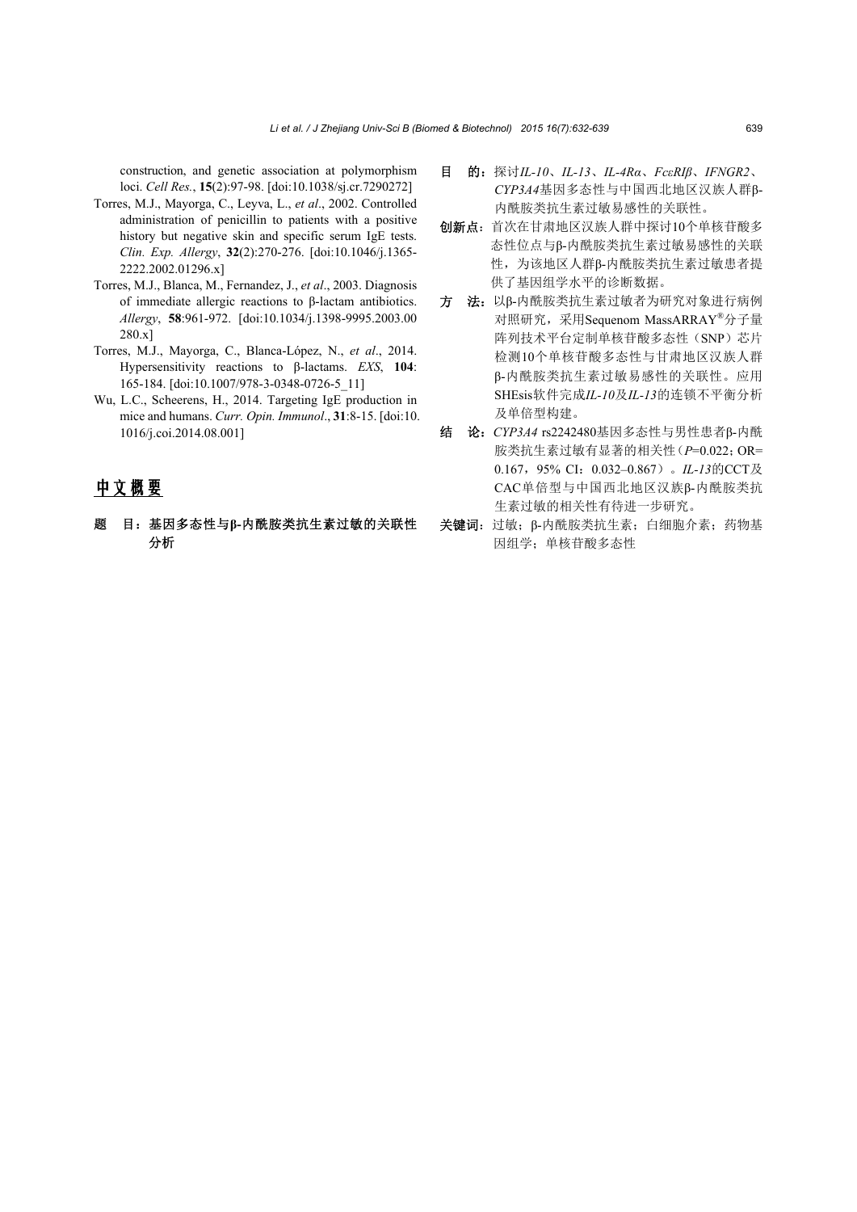construction, and genetic association at polymorphism loci. *Cell Res.*, **15**(2):97-98. [doi:10.1038/sj.cr.7290272]

Torres, M.J., Mayorga, C., Leyva, L., *et al*., 2002. Controlled administration of penicillin to patients with a positive history but negative skin and specific serum IgE tests. *Clin. Exp. Allergy*, **32**(2):270-276. [doi:10.1046/j.1365-2222.2002.01296.x]

Torres, M.J., Blanca, M., Fernandez, J., *et al*., 2003. Diagnosis of immediate allergic reactions to β-lactam antibiotics. *Allergy*, **58**:961-972. [doi:10.1034/j.1398-9995.2003.00280.x]

Torres, M.J., Mayorga, C., Blanca-López, N., *et al*., 2014. Hypersensitivity reactions to β-lactams. *EXS*, **104**: 165-184. [doi:10.1007/978-3-0348-0726-5_11]

Wu, L.C., Scheerens, H., 2014. Targeting IgE production in mice and humans. *Curr. Opin. Immunol*., **31**:8-15. [doi:10.1016/j.coi.2014.08.001]

## 中文概要

**题　目：基因多态性与β-内酰胺类抗生素过敏的关联性分析**

**目　的：**探讨*IL-10*、*IL-13*、*IL-4Rα*、*FcεRIβ*、*IFNGR2*、*CYP3A4*基因多态性与中国西北地区汉族人群β-内酰胺类抗生素过敏易感性的关联性。

**创新点：**首次在甘肃地区汉族人群中探讨10个单核苷酸多态性位点与β-内酰胺类抗生素过敏易感性的关联性，为该地区人群β-内酰胺类抗生素过敏患者提供了基因组学水平的诊断数据。

**方　法：**以β-内酰胺类抗生素过敏者为研究对象进行病例对照研究，采用Sequenom MassARRAY®分子量阵列技术平台定制单核苷酸多态性（SNP）芯片检测10个单核苷酸多态性与甘肃地区汉族人群β-内酰胺类抗生素过敏易感性的关联性。应用SHEsis软件完成*IL-10*及*IL-13*的连锁不平衡分析及单倍型构建。

**结　论：***CYP3A4* rs2242480基因多态性与男性患者β-内酰胺类抗生素过敏有显著的相关性（*P*=0.022；OR=0.167，95% CI：0.032–0.867）。*IL-13*的CCT及CAC单倍型与中国西北地区汉族β-内酰胺类抗生素过敏的相关性有待进一步研究。

**关键词：**过敏；β-内酰胺类抗生素；白细胞介素；药物基因组学；单核苷酸多态性